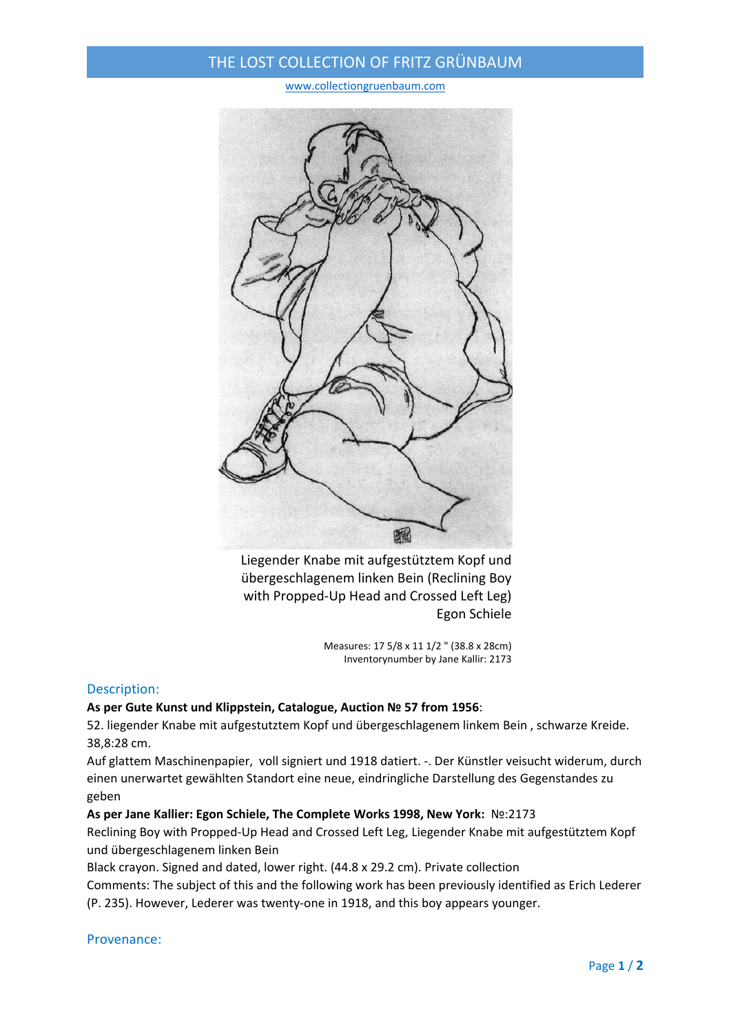# THE LOST COLLECTION OF FRITZ GRÜNBAUM

www.collectiongruenbaum.com

Liegender Knabe mit aufgestütztem Kopf und übergeschlagenem linken Bein (Reclining Boy with Propped-Up Head and Crossed Left Leg)
Egon Schiele

Measures: 17 5/8 x 11 1/2 " (38.8 x 28cm)
Inventorynumber by Jane Kallir: 2173

## Description:

**As per Gute Kunst und Klippstein, Catalogue, Auction № 57 from 1956**:

52. liegender Knabe mit aufgestutztem Kopf und übergeschlagenem linkem Bein , schwarze Kreide. 38,8:28 cm.

Auf glattem Maschinenpapier, voll signiert und 1918 datiert. -. Der Künstler veisucht widerum, durch einen unerwartet gewählten Standort eine neue, eindringliche Darstellung des Gegenstandes zu geben

**As per Jane Kallier: Egon Schiele, The Complete Works 1998, New York:** №:2173

Reclining Boy with Propped-Up Head and Crossed Left Leg, Liegender Knabe mit aufgestütztem Kopf und übergeschlagenem linken Bein

Black crayon. Signed and dated, lower right. (44.8 x 29.2 cm). Private collection

Comments: The subject of this and the following work has been previously identified as Erich Lederer (P. 235). However, Lederer was twenty-one in 1918, and this boy appears younger.

## Provenance: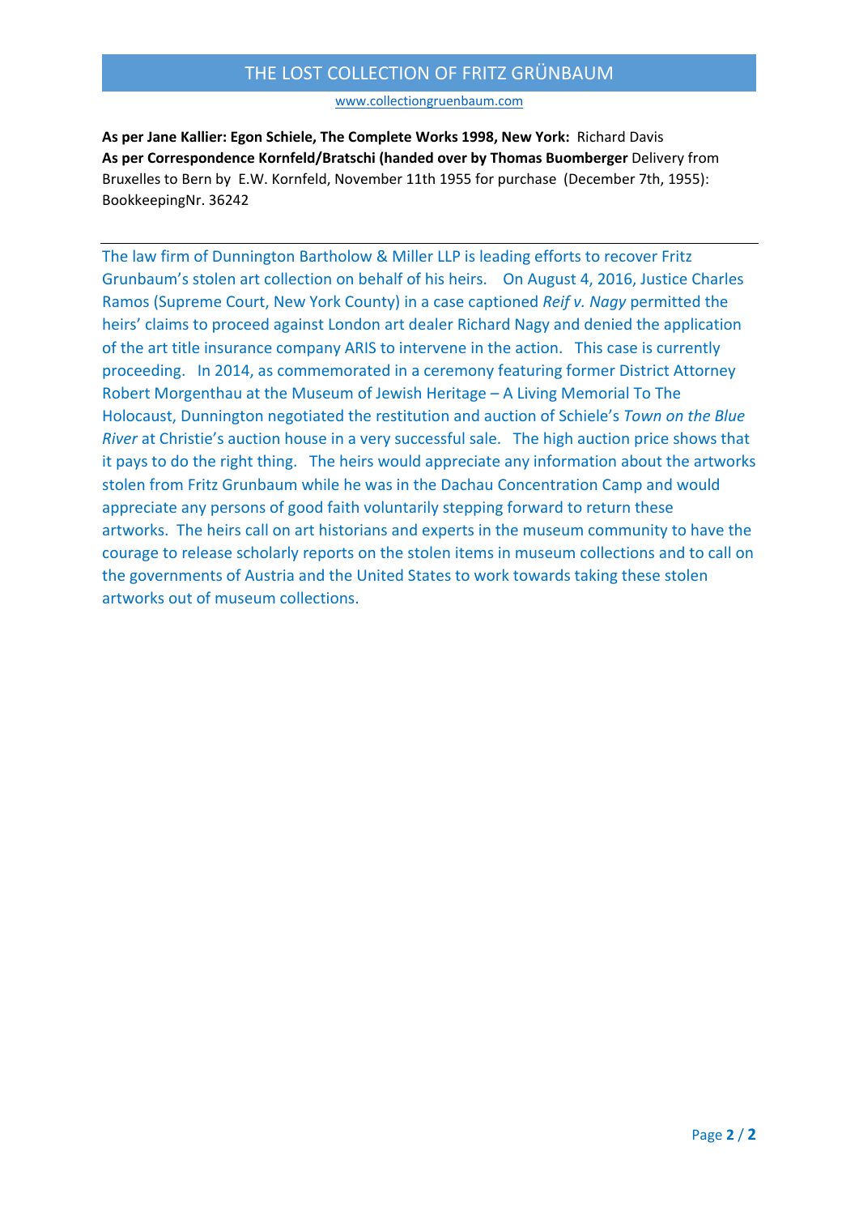**As per Jane Kallier: Egon Schiele, The Complete Works 1998, New York:** Richard Davis
**As per Correspondence Kornfeld/Bratschi (handed over by Thomas Buomberger** Delivery from Bruxelles to Bern by E.W. Kornfeld, November 11th 1955 for purchase (December 7th, 1955): BookkeepingNr. 36242

---

The law firm of Dunnington Bartholow & Miller LLP is leading efforts to recover Fritz Grunbaum's stolen art collection on behalf of his heirs. On August 4, 2016, Justice Charles Ramos (Supreme Court, New York County) in a case captioned *Reif v. Nagy* permitted the heirs' claims to proceed against London art dealer Richard Nagy and denied the application of the art title insurance company ARIS to intervene in the action. This case is currently proceeding. In 2014, as commemorated in a ceremony featuring former District Attorney Robert Morgenthau at the Museum of Jewish Heritage – A Living Memorial To The Holocaust, Dunnington negotiated the restitution and auction of Schiele's *Town on the Blue River* at Christie's auction house in a very successful sale. The high auction price shows that it pays to do the right thing. The heirs would appreciate any information about the artworks stolen from Fritz Grunbaum while he was in the Dachau Concentration Camp and would appreciate any persons of good faith voluntarily stepping forward to return these artworks. The heirs call on art historians and experts in the museum community to have the courage to release scholarly reports on the stolen items in museum collections and to call on the governments of Austria and the United States to work towards taking these stolen artworks out of museum collections.